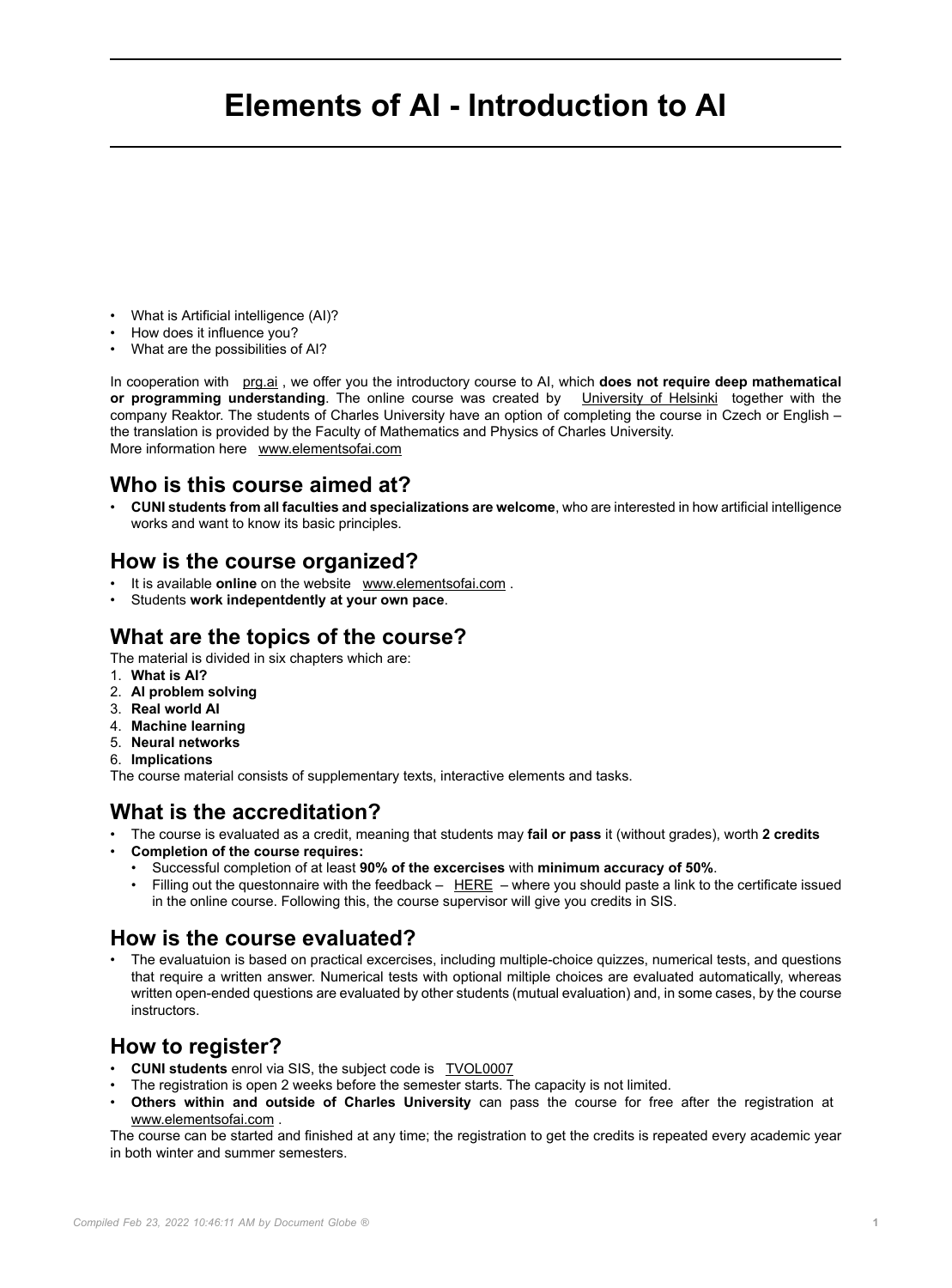# Elements of AI - Introduction to AI

- What is Artificial intelligence (AI)?
- How does it influence you?
- What are the possibilities of AI?

In cooperation with prg.ai , we offer you the introductory course to AI, which **does not require deep mathematical or programming understanding**. The online course was created by University of Helsinki together with the company Reaktor. The students of Charles University have an option of completing the course in Czech or English – the translation is provided by the Faculty of Mathematics and Physics of Charles University.
More information here www.elementsofai.com

## Who is this course aimed at?

- **CUNI students from all faculties and specializations are welcome**, who are interested in how artificial intelligence works and want to know its basic principles.

## How is the course organized?

- It is available **online** on the website www.elementsofai.com .
- Students **work indepentdently at your own pace**.

## What are the topics of the course?

The material is divided in six chapters which are:

1. **What is AI?**
2. **AI problem solving**
3. **Real world AI**
4. **Machine learning**
5. **Neural networks**
6. **Implications**

The course material consists of supplementary texts, interactive elements and tasks.

## What is the accreditation?

- The course is evaluated as a credit, meaning that students may **fail or pass** it (without grades), worth **2 credits**
- **Completion of the course requires:**
  - Successful completion of at least **90% of the excercises** with **minimum accuracy of 50%**.
  - Filling out the questonnaire with the feedback – HERE – where you should paste a link to the certificate issued in the online course. Following this, the course supervisor will give you credits in SIS.

## How is the course evaluated?

- The evaluatuion is based on practical excercises, including multiple-choice quizzes, numerical tests, and questions that require a written answer. Numerical tests with optional miltiple choices are evaluated automatically, whereas written open-ended questions are evaluated by other students (mutual evaluation) and, in some cases, by the course instructors.

## How to register?

- **CUNI students** enrol via SIS, the subject code is TVOL0007
- The registration is open 2 weeks before the semester starts. The capacity is not limited.
- **Others within and outside of Charles University** can pass the course for free after the registration at www.elementsofai.com .

The course can be started and finished at any time; the registration to get the credits is repeated every academic year in both winter and summer semesters.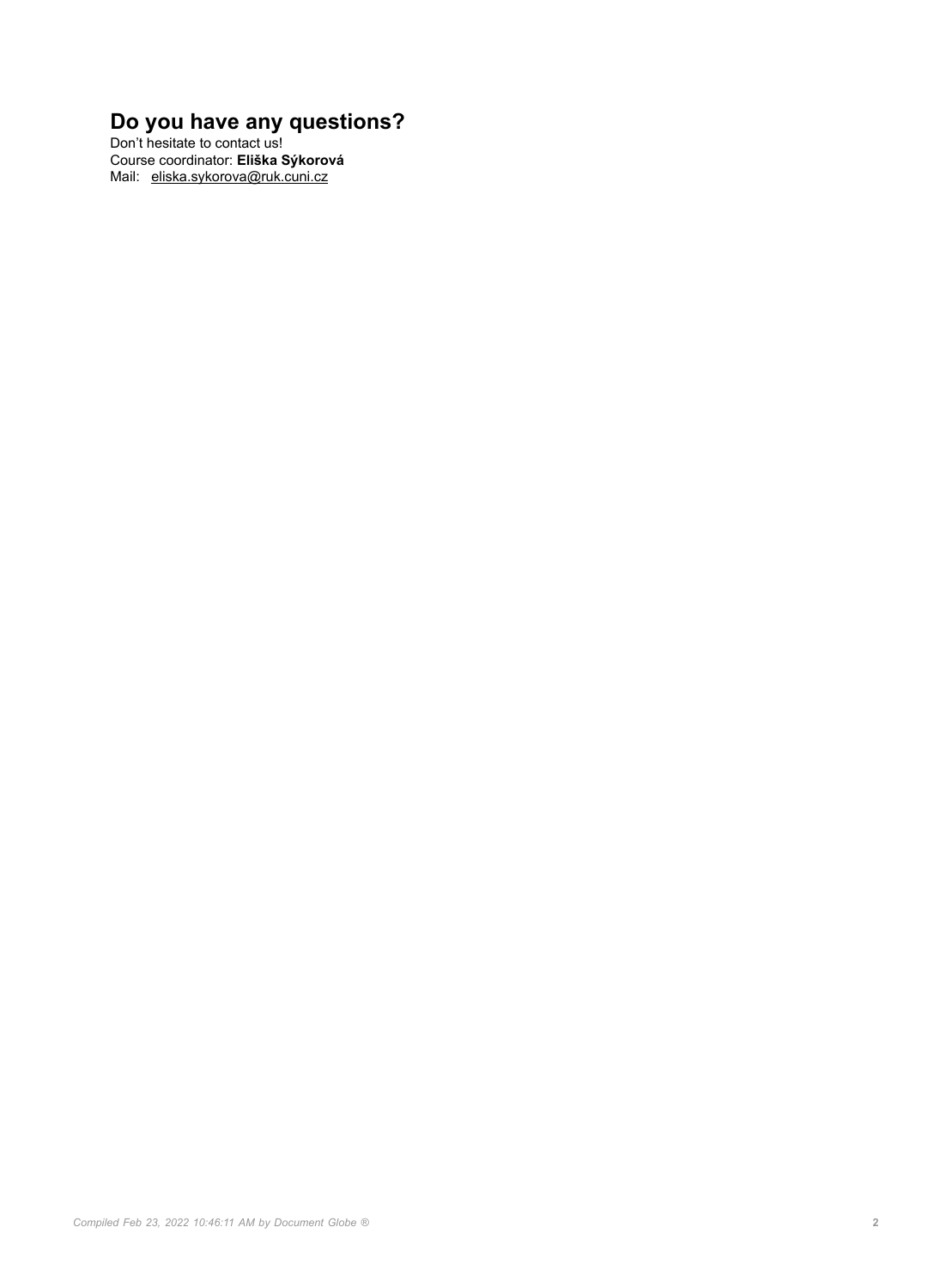## Do you have any questions?

Don’t hesitate to contact us!
Course coordinator: **Eliška Sýkorová**
Mail: eliska.sykorova@ruk.cuni.cz